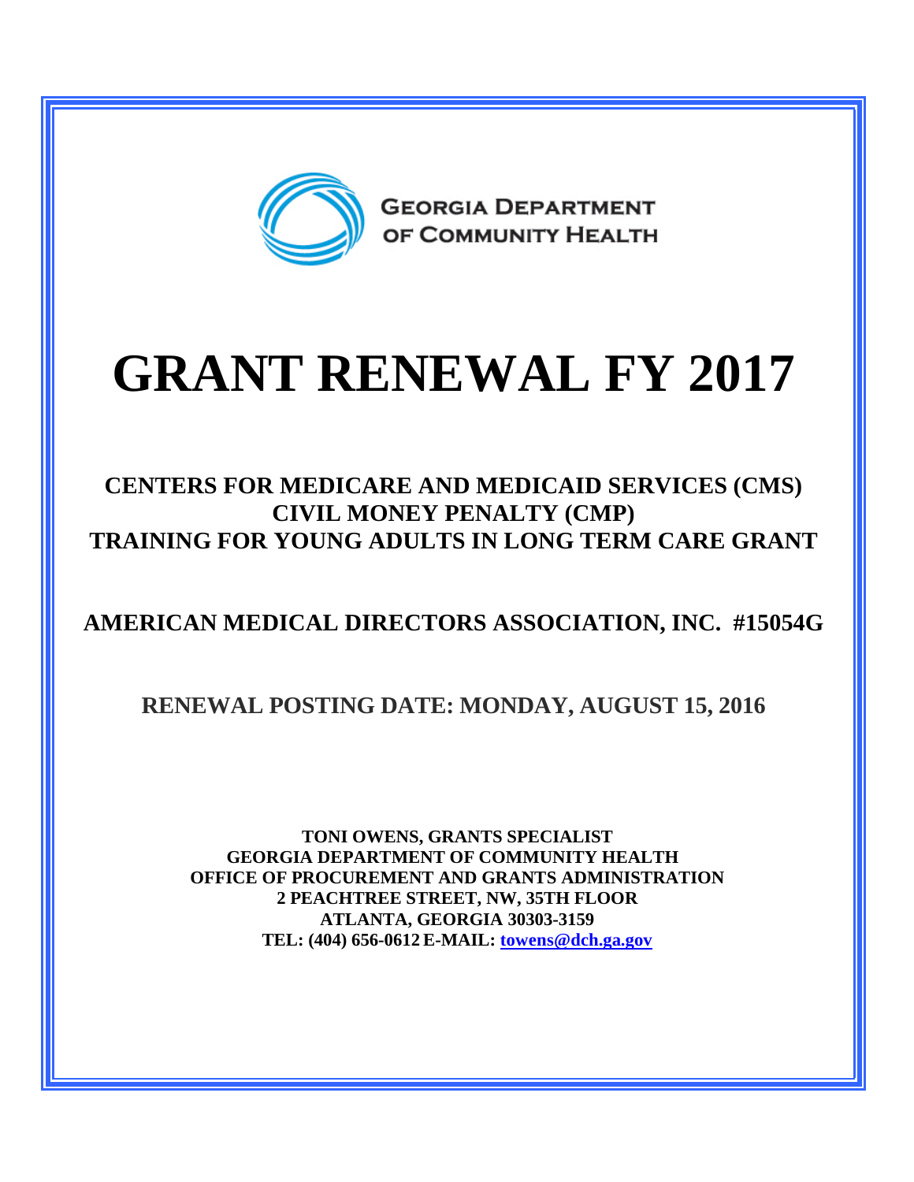GEORGIA DEPARTMENT OF COMMUNITY HEALTH

# GRANT RENEWAL FY 2017

## CENTERS FOR MEDICARE AND MEDICAID SERVICES (CMS) CIVIL MONEY PENALTY (CMP) TRAINING FOR YOUNG ADULTS IN LONG TERM CARE GRANT

## AMERICAN MEDICAL DIRECTORS ASSOCIATION, INC. #15054G

## RENEWAL POSTING DATE: MONDAY, AUGUST 15, 2016

**TONI OWENS, GRANTS SPECIALIST**
**GEORGIA DEPARTMENT OF COMMUNITY HEALTH**
**OFFICE OF PROCUREMENT AND GRANTS ADMINISTRATION**
**2 PEACHTREE STREET, NW, 35TH FLOOR**
**ATLANTA, GEORGIA 30303-3159**
**TEL: (404) 656-0612 E-MAIL: towens@dch.ga.gov**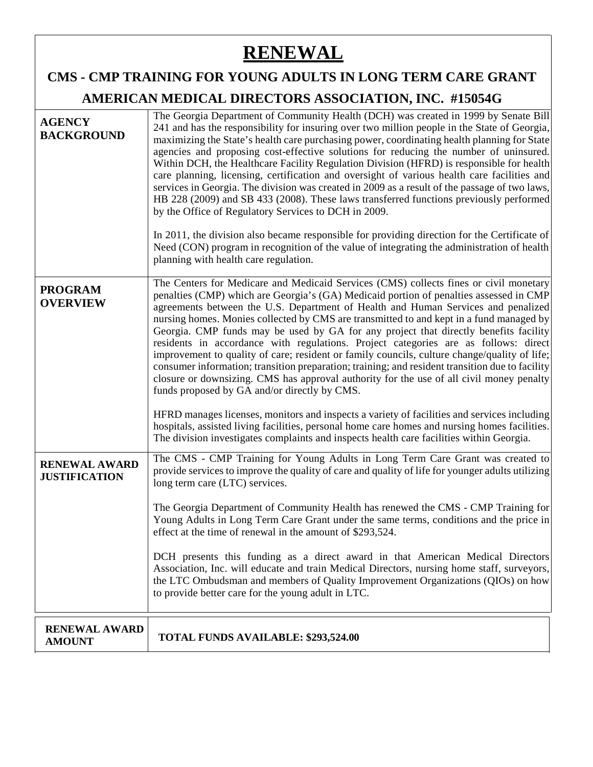# RENEWAL

## CMS - CMP TRAINING FOR YOUNG ADULTS IN LONG TERM CARE GRANT

## AMERICAN MEDICAL DIRECTORS ASSOCIATION, INC. #15054G

| | |
|---|---|
| **AGENCY BACKGROUND** | The Georgia Department of Community Health (DCH) was created in 1999 by Senate Bill 241 and has the responsibility for insuring over two million people in the State of Georgia, maximizing the State's health care purchasing power, coordinating health planning for State agencies and proposing cost-effective solutions for reducing the number of uninsured. Within DCH, the Healthcare Facility Regulation Division (HFRD) is responsible for health care planning, licensing, certification and oversight of various health care facilities and services in Georgia. The division was created in 2009 as a result of the passage of two laws, HB 228 (2009) and SB 433 (2008). These laws transferred functions previously performed by the Office of Regulatory Services to DCH in 2009.<br><br>In 2011, the division also became responsible for providing direction for the Certificate of Need (CON) program in recognition of the value of integrating the administration of health planning with health care regulation. |
| **PROGRAM OVERVIEW** | The Centers for Medicare and Medicaid Services (CMS) collects fines or civil monetary penalties (CMP) which are Georgia's (GA) Medicaid portion of penalties assessed in CMP agreements between the U.S. Department of Health and Human Services and penalized nursing homes. Monies collected by CMS are transmitted to and kept in a fund managed by Georgia. CMP funds may be used by GA for any project that directly benefits facility residents in accordance with regulations. Project categories are as follows: direct improvement to quality of care; resident or family councils, culture change/quality of life; consumer information; transition preparation; training; and resident transition due to facility closure or downsizing. CMS has approval authority for the use of all civil money penalty funds proposed by GA and/or directly by CMS.<br><br>HFRD manages licenses, monitors and inspects a variety of facilities and services including hospitals, assisted living facilities, personal home care homes and nursing homes facilities. The division investigates complaints and inspects health care facilities within Georgia. |
| **RENEWAL AWARD JUSTIFICATION** | The CMS - CMP Training for Young Adults in Long Term Care Grant was created to provide services to improve the quality of care and quality of life for younger adults utilizing long term care (LTC) services.<br><br>The Georgia Department of Community Health has renewed the CMS - CMP Training for Young Adults in Long Term Care Grant under the same terms, conditions and the price in effect at the time of renewal in the amount of $293,524.<br><br>DCH presents this funding as a direct award in that American Medical Directors Association, Inc. will educate and train Medical Directors, nursing home staff, surveyors, the LTC Ombudsman and members of Quality Improvement Organizations (QIOs) on how to provide better care for the young adult in LTC. |
| **RENEWAL AWARD AMOUNT** | **TOTAL FUNDS AVAILABLE: $293,524.00** |